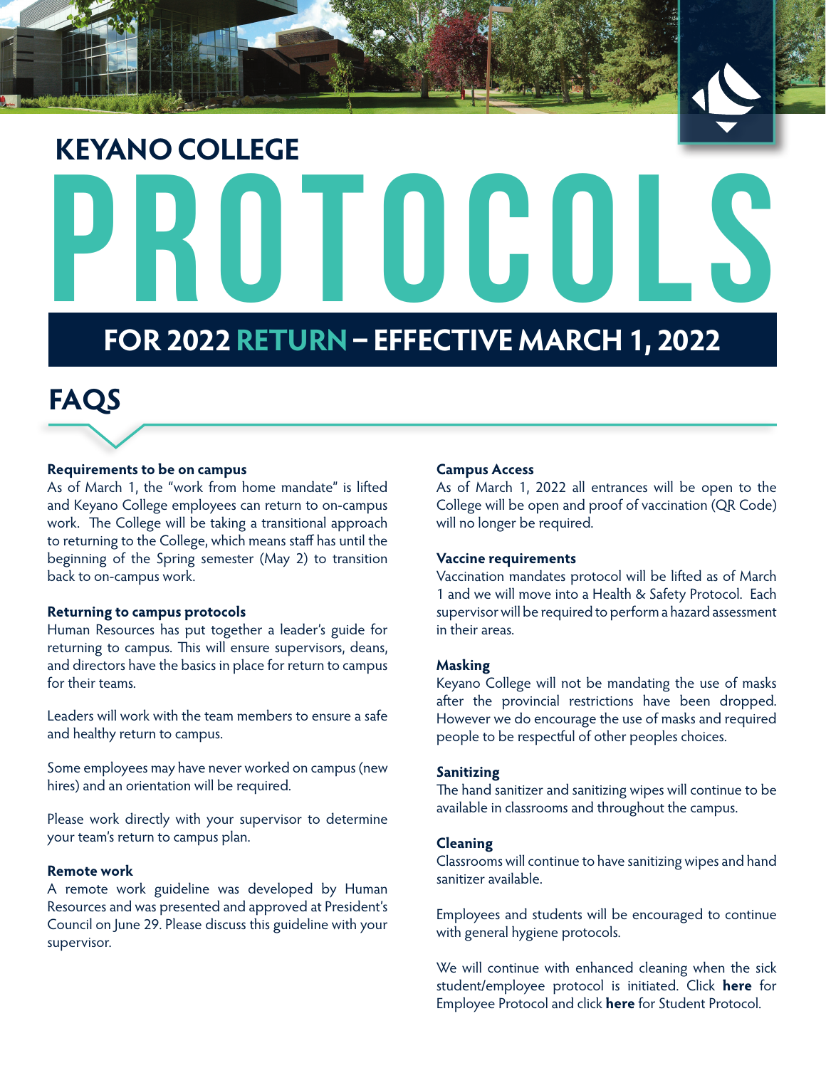# KEYANO COLLEGE PROTOCOLS

## FOR 2022 RETURN – EFFECTIVE MARCH 1, 2022

## FAQS

**Requirements to be on campus**
As of March 1, the "work from home mandate" is lifted and Keyano College employees can return to on-campus work. The College will be taking a transitional approach to returning to the College, which means staff has until the beginning of the Spring semester (May 2) to transition back to on-campus work.

**Returning to campus protocols**
Human Resources has put together a leader's guide for returning to campus. This will ensure supervisors, deans, and directors have the basics in place for return to campus for their teams.

Leaders will work with the team members to ensure a safe and healthy return to campus.

Some employees may have never worked on campus (new hires) and an orientation will be required.

Please work directly with your supervisor to determine your team's return to campus plan.

**Remote work**
A remote work guideline was developed by Human Resources and was presented and approved at President's Council on June 29. Please discuss this guideline with your supervisor.

**Campus Access**
As of March 1, 2022 all entrances will be open to the College will be open and proof of vaccination (QR Code) will no longer be required.

**Vaccine requirements**
Vaccination mandates protocol will be lifted as of March 1 and we will move into a Health & Safety Protocol. Each supervisor will be required to perform a hazard assessment in their areas.

**Masking**
Keyano College will not be mandating the use of masks after the provincial restrictions have been dropped. However we do encourage the use of masks and required people to be respectful of other peoples choices.

**Sanitizing**
The hand sanitizer and sanitizing wipes will continue to be available in classrooms and throughout the campus.

**Cleaning**
Classrooms will continue to have sanitizing wipes and hand sanitizer available.

Employees and students will be encouraged to continue with general hygiene protocols.

We will continue with enhanced cleaning when the sick student/employee protocol is initiated. Click **here** for Employee Protocol and click **here** for Student Protocol.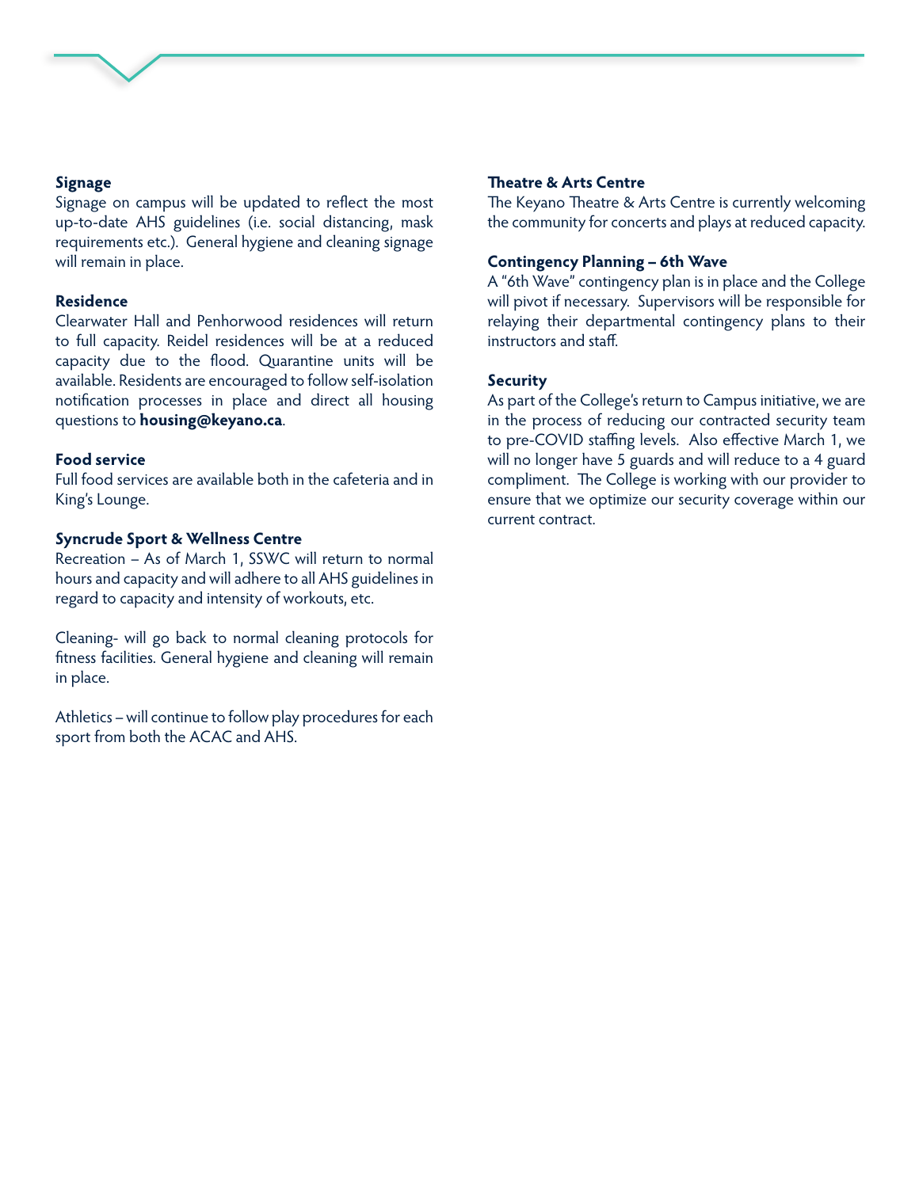**Signage**

Signage on campus will be updated to reflect the most up-to-date AHS guidelines (i.e. social distancing, mask requirements etc.). General hygiene and cleaning signage will remain in place.

**Residence**

Clearwater Hall and Penhorwood residences will return to full capacity. Reidel residences will be at a reduced capacity due to the flood. Quarantine units will be available. Residents are encouraged to follow self-isolation notification processes in place and direct all housing questions to **housing@keyano.ca**.

**Food service**

Full food services are available both in the cafeteria and in King's Lounge.

**Syncrude Sport & Wellness Centre**

Recreation – As of March 1, SSWC will return to normal hours and capacity and will adhere to all AHS guidelines in regard to capacity and intensity of workouts, etc.

Cleaning- will go back to normal cleaning protocols for fitness facilities. General hygiene and cleaning will remain in place.

Athletics – will continue to follow play procedures for each sport from both the ACAC and AHS.

**Theatre & Arts Centre**

The Keyano Theatre & Arts Centre is currently welcoming the community for concerts and plays at reduced capacity.

**Contingency Planning – 6th Wave**

A "6th Wave" contingency plan is in place and the College will pivot if necessary. Supervisors will be responsible for relaying their departmental contingency plans to their instructors and staff.

**Security**

As part of the College's return to Campus initiative, we are in the process of reducing our contracted security team to pre-COVID staffing levels. Also effective March 1, we will no longer have 5 guards and will reduce to a 4 guard compliment. The College is working with our provider to ensure that we optimize our security coverage within our current contract.